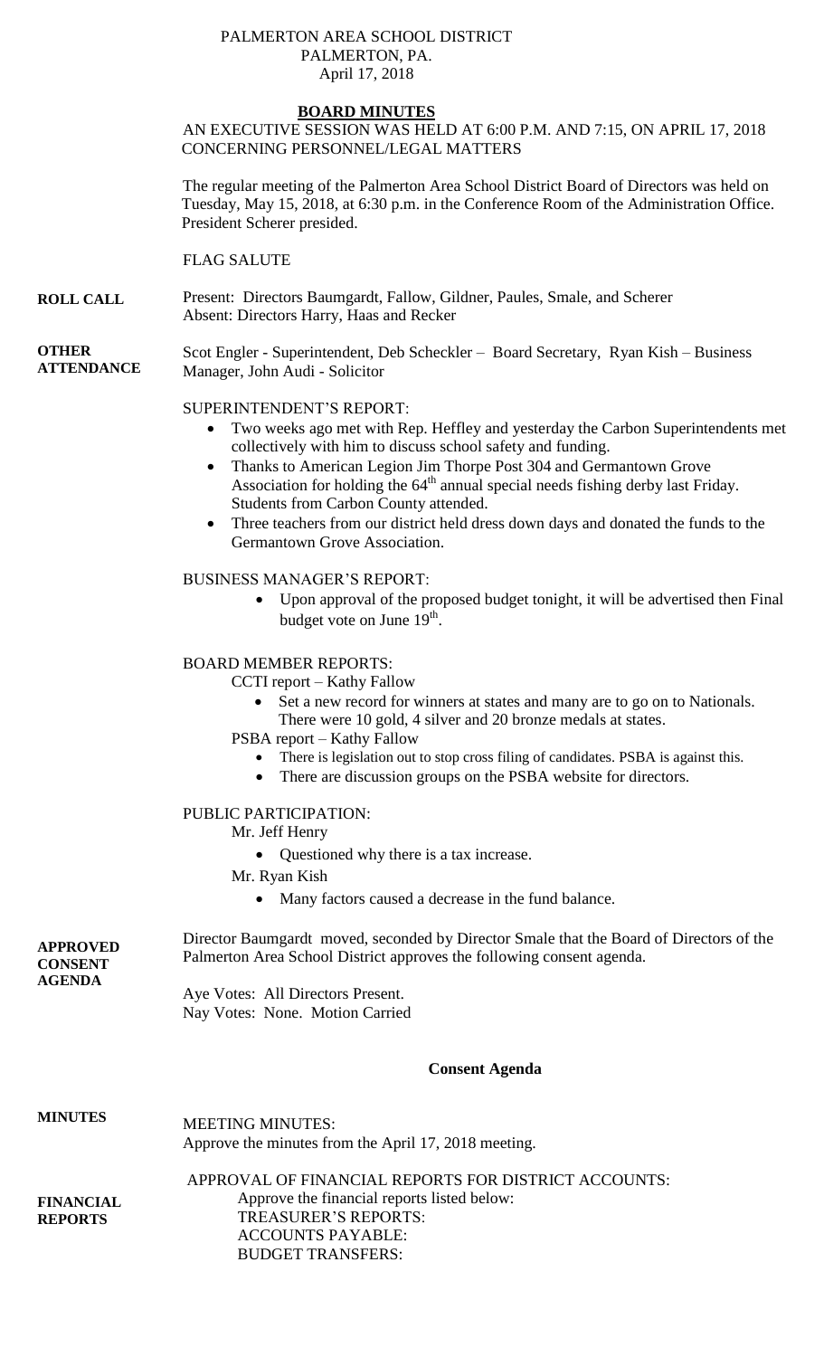PALMERTON AREA SCHOOL DISTRICT
PALMERTON, PA.
April 17, 2018

# BOARD MINUTES

AN EXECUTIVE SESSION WAS HELD AT 6:00 P.M. AND 7:15, ON APRIL 17, 2018 CONCERNING PERSONNEL/LEGAL MATTERS

The regular meeting of the Palmerton Area School District Board of Directors was held on Tuesday, May 15, 2018, at 6:30 p.m. in the Conference Room of the Administration Office. President Scherer presided.

FLAG SALUTE

**ROLL CALL**

Present: Directors Baumgardt, Fallow, Gildner, Paules, Smale, and Scherer
Absent: Directors Harry, Haas and Recker

**OTHER ATTENDANCE**

Scot Engler - Superintendent, Deb Scheckler – Board Secretary, Ryan Kish – Business Manager, John Audi - Solicitor

SUPERINTENDENT'S REPORT:

- Two weeks ago met with Rep. Heffley and yesterday the Carbon Superintendents met collectively with him to discuss school safety and funding.
- Thanks to American Legion Jim Thorpe Post 304 and Germantown Grove Association for holding the 64th annual special needs fishing derby last Friday. Students from Carbon County attended.
- Three teachers from our district held dress down days and donated the funds to the Germantown Grove Association.

BUSINESS MANAGER'S REPORT:

- Upon approval of the proposed budget tonight, it will be advertised then Final budget vote on June 19th.

BOARD MEMBER REPORTS:

CCTI report – Kathy Fallow

- Set a new record for winners at states and many are to go on to Nationals. There were 10 gold, 4 silver and 20 bronze medals at states.

PSBA report – Kathy Fallow

- There is legislation out to stop cross filing of candidates. PSBA is against this.
- There are discussion groups on the PSBA website for directors.

PUBLIC PARTICIPATION:

Mr. Jeff Henry

- Questioned why there is a tax increase.

Mr. Ryan Kish

- Many factors caused a decrease in the fund balance.

**APPROVED CONSENT AGENDA**

Director Baumgardt moved, seconded by Director Smale that the Board of Directors of the Palmerton Area School District approves the following consent agenda.

Aye Votes: All Directors Present.
Nay Votes: None. Motion Carried

## Consent Agenda

**MINUTES**

MEETING MINUTES:
Approve the minutes from the April 17, 2018 meeting.

**FINANCIAL REPORTS**

APPROVAL OF FINANCIAL REPORTS FOR DISTRICT ACCOUNTS:
Approve the financial reports listed below:
TREASURER'S REPORTS:
ACCOUNTS PAYABLE:
BUDGET TRANSFERS: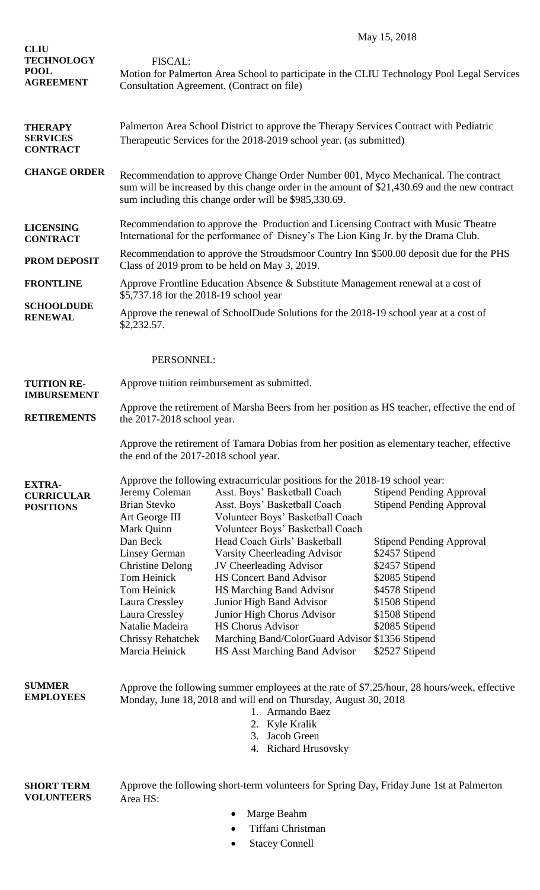May 15, 2018

FISCAL:

**CLIU TECHNOLOGY POOL AGREEMENT**

Motion for Palmerton Area School to participate in the CLIU Technology Pool Legal Services Consultation Agreement. (Contract on file)

**THERAPY SERVICES CONTRACT**

Palmerton Area School District to approve the Therapy Services Contract with Pediatric Therapeutic Services for the 2018-2019 school year. (as submitted)

**CHANGE ORDER**

Recommendation to approve Change Order Number 001, Myco Mechanical. The contract sum will be increased by this change order in the amount of $21,430.69 and the new contract sum including this change order will be $985,330.69.

**LICENSING CONTRACT**

Recommendation to approve the Production and Licensing Contract with Music Theatre International for the performance of Disney's The Lion King Jr. by the Drama Club.

**PROM DEPOSIT**

Recommendation to approve the Stroudsmoor Country Inn $500.00 deposit due for the PHS Class of 2019 prom to be held on May 3, 2019.

**FRONTLINE**

Approve Frontline Education Absence & Substitute Management renewal at a cost of $5,737.18 for the 2018-19 school year

**SCHOOLDUDE RENEWAL**

Approve the renewal of SchoolDude Solutions for the 2018-19 school year at a cost of $2,232.57.

PERSONNEL:

**TUITION RE-IMBURSEMENT**

Approve tuition reimbursement as submitted.

**RETIREMENTS**

Approve the retirement of Marsha Beers from her position as HS teacher, effective the end of the 2017-2018 school year.

Approve the retirement of Tamara Dobias from her position as elementary teacher, effective the end of the 2017-2018 school year.

**EXTRA-CURRICULAR POSITIONS**

Approve the following extracurricular positions for the 2018-19 school year:

| | | |
|---|---|---|
| Jeremy Coleman | Asst. Boys' Basketball Coach | Stipend Pending Approval |
| Brian Stevko | Asst. Boys' Basketball Coach | Stipend Pending Approval |
| Art George III | Volunteer Boys' Basketball Coach | |
| Mark Quinn | Volunteer Boys' Basketball Coach | |
| Dan Beck | Head Coach Girls' Basketball | Stipend Pending Approval |
| Linsey German | Varsity Cheerleading Advisor | $2457 Stipend |
| Christine Delong | JV Cheerleading Advisor | $2457 Stipend |
| Tom Heinick | HS Concert Band Advisor | $2085 Stipend |
| Tom Heinick | HS Marching Band Advisor | $4578 Stipend |
| Laura Cressley | Junior High Band Advisor | $1508 Stipend |
| Laura Cressley | Junior High Chorus Advisor | $1508 Stipend |
| Natalie Madeira | HS Chorus Advisor | $2085 Stipend |
| Chrissy Rehatchek | Marching Band/ColorGuard Advisor | $1356 Stipend |
| Marcia Heinick | HS Asst Marching Band Advisor | $2527 Stipend |

**SUMMER EMPLOYEES**

Approve the following summer employees at the rate of $7.25/hour, 28 hours/week, effective Monday, June 18, 2018 and will end on Thursday, August 30, 2018

1. Armando Baez
2. Kyle Kralik
3. Jacob Green
4. Richard Hrusovsky

**SHORT TERM VOLUNTEERS**

Approve the following short-term volunteers for Spring Day, Friday June 1st at Palmerton Area HS:

- Marge Beahm
- Tiffani Christman
- Stacey Connell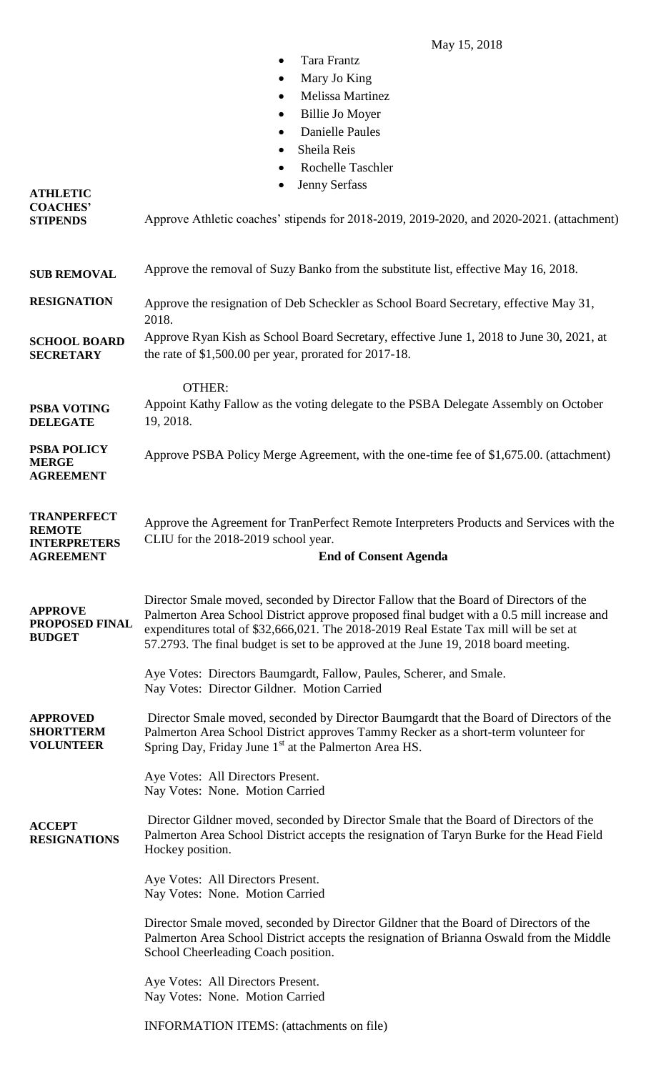- Tara Frantz
- Mary Jo King
- Melissa Martinez
- Billie Jo Moyer
- Danielle Paules
- Sheila Reis
- Rochelle Taschler
- Jenny Serfass

**ATHLETIC COACHES' STIPENDS** Approve Athletic coaches' stipends for 2018-2019, 2019-2020, and 2020-2021. (attachment)

**SUB REMOVAL** Approve the removal of Suzy Banko from the substitute list, effective May 16, 2018.

**RESIGNATION** Approve the resignation of Deb Scheckler as School Board Secretary, effective May 31, 2018.

**SCHOOL BOARD SECRETARY** Approve Ryan Kish as School Board Secretary, effective June 1, 2018 to June 30, 2021, at the rate of $1,500.00 per year, prorated for 2017-18.

OTHER:

**PSBA VOTING DELEGATE** Appoint Kathy Fallow as the voting delegate to the PSBA Delegate Assembly on October 19, 2018.

**PSBA POLICY MERGE AGREEMENT** Approve PSBA Policy Merge Agreement, with the one-time fee of $1,675.00. (attachment)

**TRANPERFECT REMOTE INTERPRETERS AGREEMENT** Approve the Agreement for TranPerfect Remote Interpreters Products and Services with the CLIU for the 2018-2019 school year.

**End of Consent Agenda**

**APPROVE PROPOSED FINAL BUDGET** Director Smale moved, seconded by Director Fallow that the Board of Directors of the Palmerton Area School District approve proposed final budget with a 0.5 mill increase and expenditures total of $32,666,021. The 2018-2019 Real Estate Tax mill will be set at 57.2793. The final budget is set to be approved at the June 19, 2018 board meeting.

Aye Votes: Directors Baumgardt, Fallow, Paules, Scherer, and Smale.
Nay Votes: Director Gildner. Motion Carried

**APPROVED SHORTTERM VOLUNTEER** Director Smale moved, seconded by Director Baumgardt that the Board of Directors of the Palmerton Area School District approves Tammy Recker as a short-term volunteer for Spring Day, Friday June 1st at the Palmerton Area HS.

Aye Votes: All Directors Present.
Nay Votes: None. Motion Carried

**ACCEPT RESIGNATIONS** Director Gildner moved, seconded by Director Smale that the Board of Directors of the Palmerton Area School District accepts the resignation of Taryn Burke for the Head Field Hockey position.

Aye Votes: All Directors Present.
Nay Votes: None. Motion Carried

Director Smale moved, seconded by Director Gildner that the Board of Directors of the Palmerton Area School District accepts the resignation of Brianna Oswald from the Middle School Cheerleading Coach position.

Aye Votes: All Directors Present.
Nay Votes: None. Motion Carried

INFORMATION ITEMS: (attachments on file)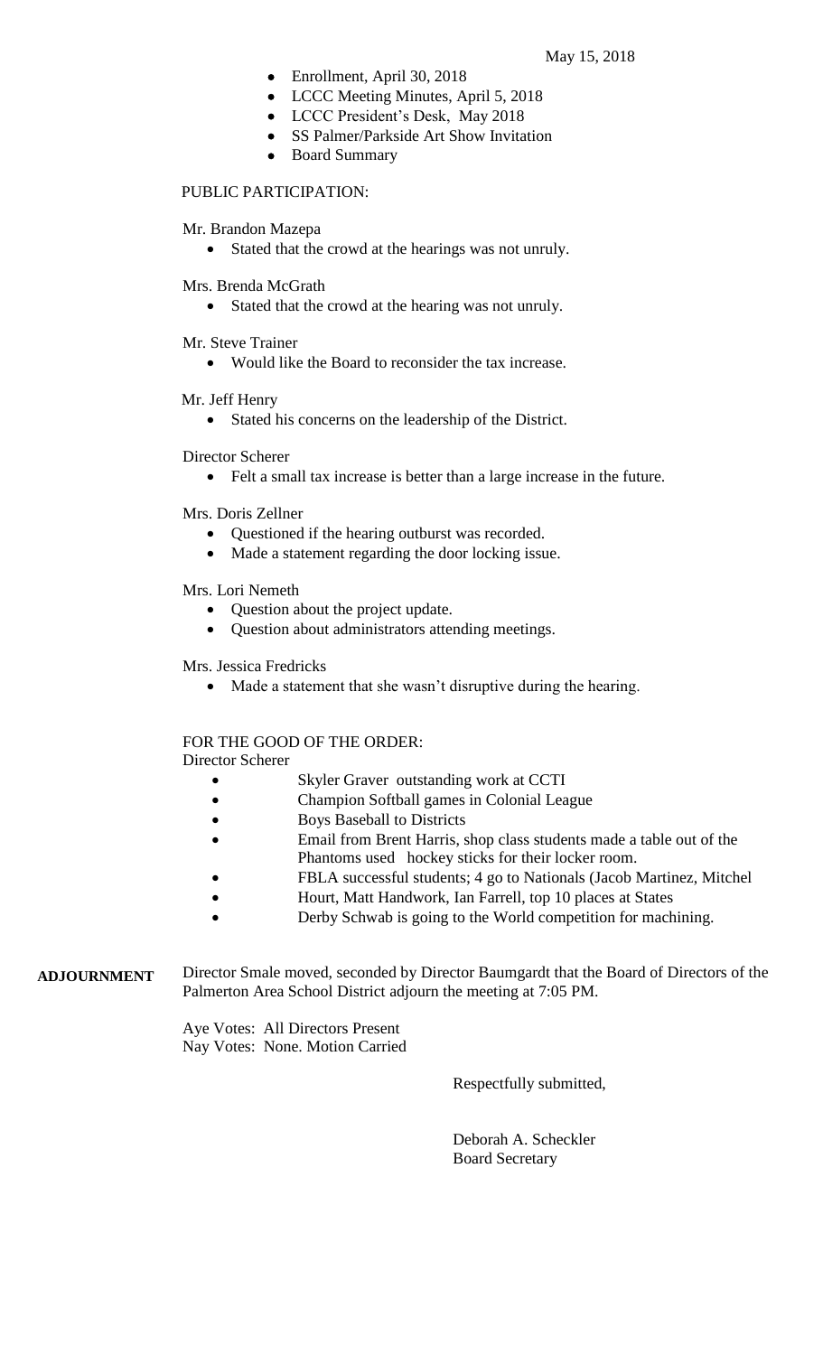- Enrollment, April 30, 2018
- LCCC Meeting Minutes, April 5, 2018
- LCCC President's Desk, May 2018
- SS Palmer/Parkside Art Show Invitation
- Board Summary

PUBLIC PARTICIPATION:

Mr. Brandon Mazepa

- Stated that the crowd at the hearings was not unruly.

Mrs. Brenda McGrath

- Stated that the crowd at the hearing was not unruly.

Mr. Steve Trainer

- Would like the Board to reconsider the tax increase.

Mr. Jeff Henry

- Stated his concerns on the leadership of the District.

Director Scherer

- Felt a small tax increase is better than a large increase in the future.

Mrs. Doris Zellner

- Questioned if the hearing outburst was recorded.
- Made a statement regarding the door locking issue.

Mrs. Lori Nemeth

- Question about the project update.
- Question about administrators attending meetings.

Mrs. Jessica Fredricks

- Made a statement that she wasn't disruptive during the hearing.

FOR THE GOOD OF THE ORDER:

Director Scherer

- Skyler Graver outstanding work at CCTI
- Champion Softball games in Colonial League
- Boys Baseball to Districts
- Email from Brent Harris, shop class students made a table out of the Phantoms used hockey sticks for their locker room.
- FBLA successful students; 4 go to Nationals (Jacob Martinez, Mitchel
- Hourt, Matt Handwork, Ian Farrell, top 10 places at States
- Derby Schwab is going to the World competition for machining.

**ADJOURNMENT** Director Smale moved, seconded by Director Baumgardt that the Board of Directors of the Palmerton Area School District adjourn the meeting at 7:05 PM.

Aye Votes: All Directors Present
Nay Votes: None. Motion Carried

Respectfully submitted,

Deborah A. Scheckler
Board Secretary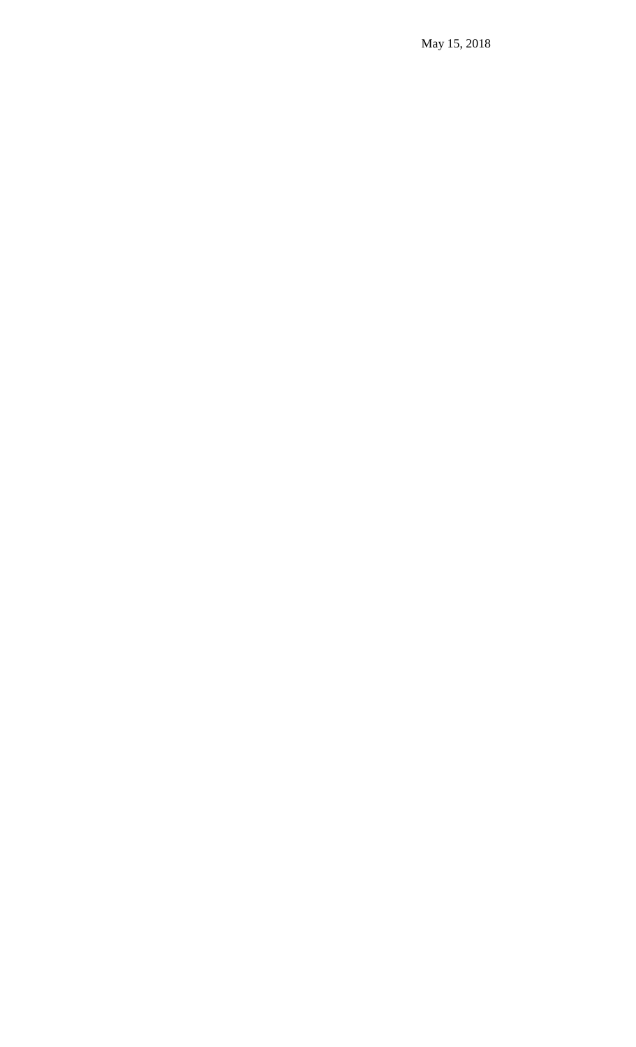May 15, 2018